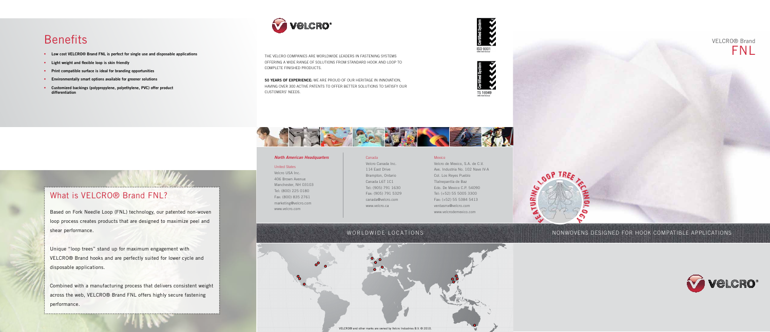## Benefits

- **Low cost VELCRO® Brand FNL is perfect for single use and disposable applications**
- **Light weight and flexible loop is skin friendly**
- **Print compatible surface is ideal for branding opportunities**
- **Environmentally smart options available for greener solutions**
- **Customized backings (polypropylene, polyethylene, PVC) offer product differentiation**

## What is VELCRO® Brand FNL?

Based on Fork Needle Loop (FNL) technology, our patented non-woven loop process creates products that are designed to maximize peel and shear performance.

Unique "loop trees" stand up for maximum engagement with VELCRO® Brand hooks and are perfectly suited for lower cycle and disposable applications.

Combined with a manufacturing process that delivers consistent weight across the web, VELCRO® Brand FNL offers highly secure fastening performance.

VELCRO®

THE VELCRO COMPANIES ARE WORLDWIDE LEADERS IN FASTENING SYSTEMS OFFERING A WIDE RANGE OF SOLUTIONS FROM STANDARD HOOK AND LOOP TO COMPLETE FINISHED PRODUCTS.

**50 YEARS OF EXPERIENCE:** WE ARE PROUD OF OUR HERITAGE IN INNOVATION, HAVING OVER 300 ACTIVE PATENTS TO OFFER BETTER SOLUTIONS TO SATISFY OUR CUSTOMERS' NEEDS.

Certified System ISO 9001

Certified System TS 16949

***North American Headquarters***

United States
Velcro USA Inc.
406 Brown Avenue
Manchester, NH 03103
Tel: (800) 225 0180
Fax: (800) 835 2761
marketing@velcro.com
www.velcro.com

Canada
Velcro Canada Inc.
114 East Drive
Brampton, Ontario
Canada L6T 1C1
Tel: (905) 791 1630
Fax: (905) 791 5329
canada@velcro.com
www.velcro.ca

Mexico
Velcro de Mexico, S.A. de C.V.
Ave. Industria No. 102 Nave IV-A
Col. Los Reyes Pueblo
Tlalnepantla de Baz
Edo. De Mexico C.P. 54090
Tel: (+52) 55 5005 3300
Fax: (+52) 55 5384 5413
ventasmx@velcro.com
www.velcrodemexico.com

WORLDWIDE LOCATIONS

VELCRO® and other marks are owned by Velcro Industries B.V. © 2010.

# VELCRO® Brand FNL

FEATURING LOOP TREE TECHNOLOGY

NONWOVENS DESIGNED FOR HOOK COMPATIBLE APPLICATIONS

VELCRO®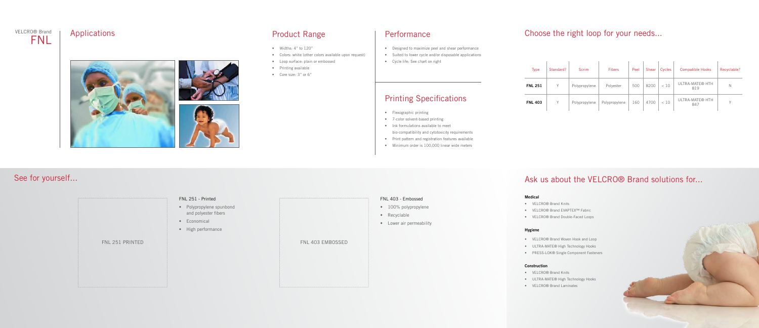VELCRO® Brand
# FNL

## Applications

## Product Range

- Widths: 4" to 120"
- Colors: white (other colors available upon request)
- Loop surface: plain or embossed
- Printing available
- Core size: 3" or 6"

## Performance

- Designed to maximize peel and shear performance
- Suited to lower cycle and/or disposable applications
- Cycle life: See chart on right

## Printing Specifications

- Flexographic printing
- 7-color solvent-based printing
- Ink formulations available to meet bio-compatibility and cytotoxicity requirements
- Print pattern and registration features available
- Minimum order is 100,000 linear wide meters

## Choose the right loop for your needs...

| Type | Standard? | Scrim | Fibers | Peel | Shear | Cycles | Compatible Hooks | Recyclable? |
|---|---|---|---|---|---|---|---|---|
| **FNL 251** | Y | Polypropylene | Polyester | 500 | 8200 | < 10 | ULTRA-MATE® HTH 819 | N |
| **FNL 403** | Y | Polypropylene | Polypropylene | 160 | 4700 | < 10 | ULTRA-MATE® HTH 847 | Y |

## See for yourself...

FNL 251 PRINTED

### FNL 251 - Printed

- Polypropylene spunbond and polyester fibers
- Economical
- High performance

FNL 403 EMBOSSED

### FNL 403 - Embossed

- 100% polypropylene
- Recyclable
- Lower air permeability

## Ask us about the VELCRO® Brand solutions for...

**Medical**

- VELCRO® Brand Knits
- VELCRO® Brand EVAPTEX™ Fabric
- VELCRO® Brand Double-Faced Loops

**Hygiene**

- VELCRO® Brand Woven Hook and Loop
- ULTRA-MATE® High Technology Hooks
- PRESS-LOK® Single Component Fasteners

**Construction**

- VELCRO® Brand Knits
- ULTRA-MATE® High Technology Hooks
- VELCRO® Brand Laminates